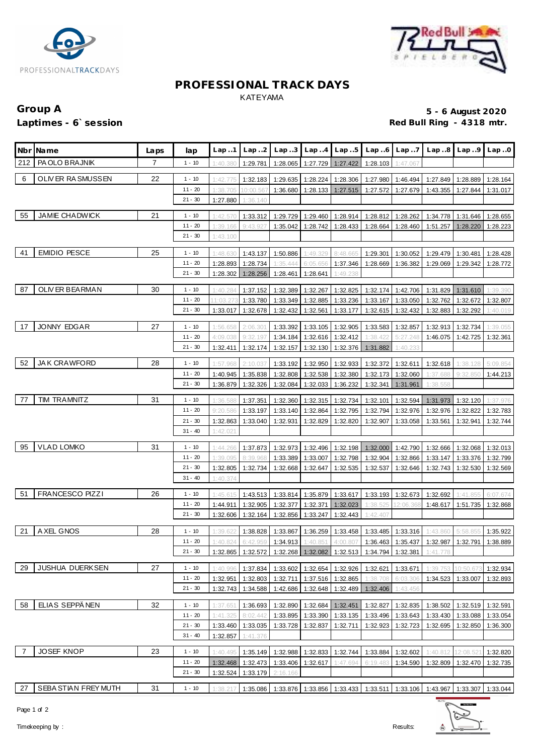# PROFESSIONAL TRACK DAYS

KATEYAMA

**Group A** — **5 - 6 August 2020**

**Laptimes - 6` session** — **Red Bull Ring - 4318 mtr.**

| Nbr | Name | Laps | lap | Lap ..1 | Lap ..2 | Lap ..3 | Lap ..4 | Lap ..5 | Lap ..6 | Lap ..7 | Lap ..8 | Lap ..9 | Lap ..0 |
|---|---|---|---|---|---|---|---|---|---|---|---|---|---|
| 212 | PAOLO BRAJNIK | 7 | 1 - 10 | 1:40.380 | 1:29.781 | 1:28.065 | 1:27.729 | 1:27.422 | 1:28.103 | 1:47.067 | | | |
| 6 | OLIVER RASMUSSEN | 22 | 1 - 10 | 1:42.775 | 1:32.183 | 1:29.635 | 1:28.224 | 1:28.306 | 1:27.980 | 1:46.494 | 1:27.849 | 1:28.889 | 1:28.164 |
| | | | 11 - 20 | 1:38.705 | 10:00.567 | 1:36.680 | 1:28.133 | 1:27.515 | 1:27.572 | 1:27.679 | 1:43.355 | 1:27.844 | 1:31.017 |
| | | | 21 - 30 | 1:27.880 | 1:36.140 | | | | | | | | |
| 55 | JAMIE CHADWICK | 21 | 1 - 10 | 1:42.570 | 1:33.312 | 1:29.729 | 1:29.460 | 1:28.914 | 1:28.812 | 1:28.262 | 1:34.778 | 1:31.646 | 1:28.655 |
| | | | 11 - 20 | 1:39.166 | 9:43.927 | 1:35.042 | 1:28.742 | 1:28.433 | 1:28.664 | 1:28.460 | 1:51.257 | 1:28.220 | 1:28.223 |
| | | | 21 - 30 | 1:43.100 | | | | | | | | | |
| 41 | EMIDIO PESCE | 25 | 1 - 10 | 1:48.630 | 1:43.137 | 1:50.886 | 1:49.329 | 8:48.665 | 1:29.301 | 1:30.052 | 1:29.479 | 1:30.481 | 1:28.428 |
| | | | 11 - 20 | 1:28.893 | 1:28.734 | 1:35.444 | 6:05.656 | 1:37.346 | 1:28.669 | 1:36.382 | 1:29.069 | 1:29.342 | 1:28.772 |
| | | | 21 - 30 | 1:28.302 | 1:28.256 | 1:28.461 | 1:28.641 | 1:49.238 | | | | | |
| 87 | OLIVER BEARMAN | 30 | 1 - 10 | 1:40.284 | 1:37.152 | 1:32.389 | 1:32.267 | 1:32.825 | 1:32.174 | 1:42.706 | 1:31.829 | 1:31.610 | 1:39.390 |
| | | | 11 - 20 | 11:03.273 | 1:33.780 | 1:33.349 | 1:32.885 | 1:33.236 | 1:33.167 | 1:33.050 | 1:32.762 | 1:32.672 | 1:32.807 |
| | | | 21 - 30 | 1:33.017 | 1:32.678 | 1:32.432 | 1:32.561 | 1:33.177 | 1:32.615 | 1:32.432 | 1:32.883 | 1:32.292 | 1:40.019 |
| 17 | JONNY EDGAR | 27 | 1 - 10 | 1:56.658 | 2:06.301 | 1:33.392 | 1:33.105 | 1:32.905 | 1:33.583 | 1:32.857 | 1:32.913 | 1:32.734 | 1:39.055 |
| | | | 11 - 20 | 4:09.038 | 9:32.197 | 1:34.184 | 1:32.616 | 1:32.412 | 1:38.422 | 5:27.248 | 1:46.075 | 1:42.725 | 1:32.361 |
| | | | 21 - 30 | 1:32.411 | 1:32.174 | 1:32.157 | 1:32.130 | 1:32.376 | 1:31.882 | 1:40.233 | | | |
| 52 | JAK CRAWFORD | 28 | 1 - 10 | 1:57.968 | 2:10.037 | 1:33.192 | 1:32.950 | 1:32.933 | 1:32.372 | 1:32.611 | 1:32.618 | 1:38.128 | 5:09.854 |
| | | | 11 - 20 | 1:40.945 | 1:35.838 | 1:32.808 | 1:32.538 | 1:32.380 | 1:32.173 | 1:32.060 | 1:37.688 | 9:32.850 | 1:44.213 |
| | | | 21 - 30 | 1:36.879 | 1:32.326 | 1:32.084 | 1:32.033 | 1:36.232 | 1:32.341 | 1:31.961 | 1:38.558 | | |
| 77 | TIM TRAMNITZ | 31 | 1 - 10 | 1:36.588 | 1:37.351 | 1:32.360 | 1:32.315 | 1:32.734 | 1:32.101 | 1:32.594 | 1:31.973 | 1:32.120 | 1:37.976 |
| | | | 11 - 20 | 9:20.586 | 1:33.197 | 1:33.140 | 1:32.864 | 1:32.795 | 1:32.794 | 1:32.976 | 1:32.976 | 1:32.822 | 1:32.783 |
| | | | 21 - 30 | 1:32.863 | 1:33.040 | 1:32.931 | 1:32.829 | 1:32.820 | 1:32.907 | 1:33.058 | 1:33.561 | 1:32.941 | 1:32.744 |
| | | | 31 - 40 | 1:42.021 | | | | | | | | | |
| 95 | VLAD LOMKO | 31 | 1 - 10 | 1:44.266 | 1:37.873 | 1:32.973 | 1:32.496 | 1:32.198 | 1:32.000 | 1:42.790 | 1:32.666 | 1:32.068 | 1:32.013 |
| | | | 11 - 20 | 1:39.095 | 8:39.968 | 1:33.389 | 1:33.007 | 1:32.798 | 1:32.904 | 1:32.866 | 1:33.147 | 1:33.376 | 1:32.799 |
| | | | 21 - 30 | 1:32.805 | 1:32.734 | 1:32.668 | 1:32.647 | 1:32.535 | 1:32.537 | 1:32.646 | 1:32.743 | 1:32.530 | 1:32.569 |
| | | | 31 - 40 | 1:40.374 | | | | | | | | | |
| 51 | FRANCESCO PIZZI | 26 | 1 - 10 | 1:45.615 | 1:43.513 | 1:33.814 | 1:35.879 | 1:33.617 | 1:33.193 | 1:32.673 | 1:32.692 | 1:41.855 | 6:07.674 |
| | | | 11 - 20 | 1:44.911 | 1:32.905 | 1:32.377 | 1:32.371 | 1:32.023 | 1:38.525 | 12:06.368 | 1:48.617 | 1:51.735 | 1:32.868 |
| | | | 21 - 30 | 1:32.606 | 1:32.164 | 1:32.856 | 1:33.247 | 1:32.443 | 1:42.407 | | | | |
| 21 | AXEL GNOS | 28 | 1 - 10 | 1:39.622 | 1:38.828 | 1:33.867 | 1:36.259 | 1:33.458 | 1:33.485 | 1:33.316 | 1:43.860 | 5:58.855 | 1:35.922 |
| | | | 11 - 20 | 1:40.824 | 6:42.959 | 1:34.913 | 1:40.851 | 4:00.807 | 1:36.463 | 1:35.437 | 1:32.987 | 1:32.791 | 1:38.889 |
| | | | 21 - 30 | 1:32.865 | 1:32.572 | 1:32.268 | 1:32.082 | 1:32.513 | 1:34.794 | 1:32.381 | 1:41.778 | | |
| 29 | JUSHUA DUERKSEN | 27 | 1 - 10 | 1:40.996 | 1:37.834 | 1:33.602 | 1:32.654 | 1:32.926 | 1:32.621 | 1:33.671 | 1:39.753 | 10:50.673 | 1:32.934 |
| | | | 11 - 20 | 1:32.951 | 1:32.803 | 1:32.711 | 1:37.516 | 1:32.865 | 1:38.708 | 6:03.306 | 1:34.523 | 1:33.007 | 1:32.893 |
| | | | 21 - 30 | 1:32.743 | 1:34.588 | 1:42.686 | 1:32.648 | 1:32.489 | 1:32.406 | 1:43.456 | | | |
| 58 | ELIAS SEPPÄNEN | 32 | 1 - 10 | 1:37.651 | 1:36.693 | 1:32.890 | 1:32.684 | 1:32.451 | 1:32.827 | 1:32.835 | 1:38.502 | 1:32.519 | 1:32.591 |
| | | | 11 - 20 | 1:41.325 | 8:02.442 | 1:33.895 | 1:33.390 | 1:33.135 | 1:33.496 | 1:33.643 | 1:33.430 | 1:33.088 | 1:33.054 |
| | | | 21 - 30 | 1:33.460 | 1:33.035 | 1:33.728 | 1:32.837 | 1:32.711 | 1:32.923 | 1:32.723 | 1:32.695 | 1:32.850 | 1:36.300 |
| | | | 31 - 40 | 1:32.857 | 1:41.376 | | | | | | | | |
| 7 | JOSEF KNOP | 23 | 1 - 10 | 1:40.495 | 1:35.149 | 1:32.988 | 1:32.833 | 1:32.744 | 1:33.884 | 1:32.602 | 1:40.812 | 12:08.521 | 1:32.820 |
| | | | 11 - 20 | 1:32.468 | 1:32.473 | 1:33.406 | 1:32.617 | 1:47.694 | 6:19.483 | 1:34.590 | 1:32.809 | 1:32.470 | 1:32.735 |
| | | | 21 - 30 | 1:32.524 | 1:33.179 | 2:16.166 | | | | | | | |
| 27 | SEBASTIAN FREYMUTH | 31 | 1 - 10 | 1:38.217 | 1:35.086 | 1:33.876 | 1:33.856 | 1:33.433 | 1:33.511 | 1:33.106 | 1:43.967 | 1:33.307 | 1:33.044 |

Timekeeping by : Results: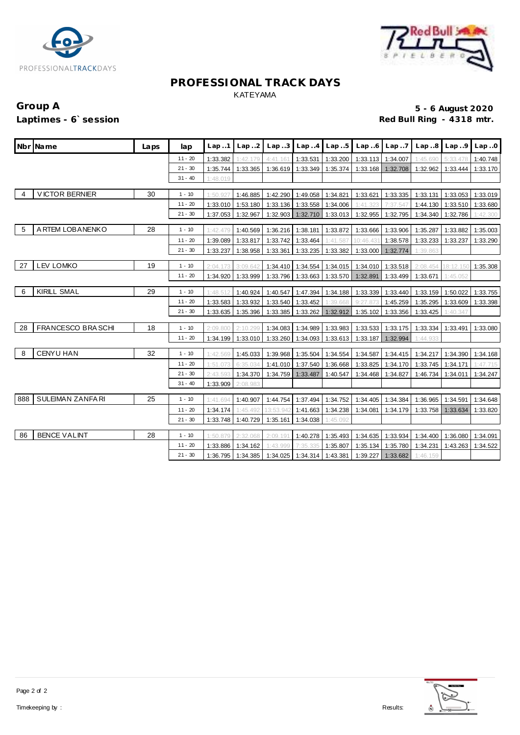# PROFESSIONAL TRACK DAYS

KATEYAMA

**Group A**

**Laptimes - 6` session**

**5 - 6 August 2020**

**Red Bull Ring - 4318 mtr.**

| Nbr | Name | Laps | lap | Lap ..1 | Lap ..2 | Lap ..3 | Lap ..4 | Lap ..5 | Lap ..6 | Lap ..7 | Lap ..8 | Lap ..9 | Lap ..0 |
|---|---|---|---|---|---|---|---|---|---|---|---|---|---|
| | | | 11 - 20 | 1:33.382 | 1:42.179 | 4:41.161 | 1:33.531 | 1:33.200 | 1:33.113 | 1:34.007 | 1:45.690 | 5:33.478 | 1:40.748 |
| | | | 21 - 30 | 1:35.744 | 1:33.365 | 1:36.619 | 1:33.349 | 1:35.374 | 1:33.168 | 1:32.708 | 1:32.962 | 1:33.444 | 1:33.170 |
| | | | 31 - 40 | 1:48.019 | | | | | | | | | |
| 4 | VICTOR BERNIER | 30 | 1 - 10 | 1:50.927 | 1:46.885 | 1:42.290 | 1:49.058 | 1:34.821 | 1:33.621 | 1:33.335 | 1:33.131 | 1:33.053 | 1:33.019 |
| | | | 11 - 20 | 1:33.010 | 1:53.180 | 1:33.136 | 1:33.558 | 1:34.006 | 1:41.323 | 7:37.547 | 1:44.130 | 1:33.510 | 1:33.680 |
| | | | 21 - 30 | 1:37.053 | 1:32.967 | 1:32.903 | 1:32.710 | 1:33.013 | 1:32.955 | 1:32.795 | 1:34.340 | 1:32.786 | 1:42.300 |
| 5 | ARTEM LOBANENKO | 28 | 1 - 10 | 1:42.479 | 1:40.569 | 1:36.216 | 1:38.181 | 1:33.872 | 1:33.666 | 1:33.906 | 1:35.287 | 1:33.882 | 1:35.003 |
| | | | 11 - 20 | 1:39.089 | 1:33.817 | 1:33.742 | 1:33.464 | 1:41.587 | 10:46.431 | 1:38.578 | 1:33.233 | 1:33.237 | 1:33.290 |
| | | | 21 - 30 | 1:33.237 | 1:38.958 | 1:33.361 | 1:33.235 | 1:33.382 | 1:33.000 | 1:32.774 | 1:39.863 | | |
| 27 | LEV LOMKO | 19 | 1 - 10 | 2:04.173 | 3:09.642 | 1:34.410 | 1:34.554 | 1:34.015 | 1:34.010 | 1:33.518 | 2:08.454 | 18:12.150 | 1:35.308 |
| | | | 11 - 20 | 1:34.920 | 1:33.999 | 1:33.796 | 1:33.663 | 1:33.570 | 1:32.891 | 1:33.499 | 1:33.671 | 1:45.052 | |
| 6 | KIRILL SMAL | 29 | 1 - 10 | 1:48.512 | 1:40.924 | 1:40.547 | 1:47.394 | 1:34.188 | 1:33.339 | 1:33.440 | 1:33.159 | 1:50.022 | 1:33.755 |
| | | | 11 - 20 | 1:33.583 | 1:33.932 | 1:33.540 | 1:33.452 | 1:39.668 | 9:27.873 | 1:45.259 | 1:35.295 | 1:33.609 | 1:33.398 |
| | | | 21 - 30 | 1:33.635 | 1:35.396 | 1:33.385 | 1:33.262 | 1:32.912 | 1:35.102 | 1:33.356 | 1:33.425 | 1:40.347 | |
| 28 | FRANCESCO BRASCHI | 18 | 1 - 10 | 2:09.800 | 2:10.299 | 1:34.083 | 1:34.989 | 1:33.983 | 1:33.533 | 1:33.175 | 1:33.334 | 1:33.491 | 1:33.080 |
| | | | 11 - 20 | 1:34.199 | 1:33.010 | 1:33.260 | 1:34.093 | 1:33.613 | 1:33.187 | 1:32.994 | 1:44.933 | | |
| 8 | CENYU HAN | 32 | 1 - 10 | 1:42.569 | 1:45.033 | 1:39.968 | 1:35.504 | 1:34.554 | 1:34.587 | 1:34.415 | 1:34.217 | 1:34.390 | 1:34.168 |
| | | | 11 - 20 | 1:51.073 | 6:35.034 | 1:41.010 | 1:37.540 | 1:36.668 | 1:33.825 | 1:34.170 | 1:33.745 | 1:34.171 | 1:47.715 |
| | | | 21 - 30 | 2:43.593 | 1:34.370 | 1:34.759 | 1:33.487 | 1:40.547 | 1:34.468 | 1:34.827 | 1:46.734 | 1:34.011 | 1:34.247 |
| | | | 31 - 40 | 1:33.909 | 2:08.983 | | | | | | | | |
| 888 | SULEIMAN ZANFARI | 25 | 1 - 10 | 1:41.694 | 1:40.907 | 1:44.754 | 1:37.494 | 1:34.752 | 1:34.405 | 1:34.384 | 1:36.965 | 1:34.591 | 1:34.648 |
| | | | 11 - 20 | 1:34.174 | 1:45.492 | 13:53.942 | 1:41.663 | 1:34.238 | 1:34.081 | 1:34.179 | 1:33.758 | 1:33.634 | 1:33.820 |
| | | | 21 - 30 | 1:33.748 | 1:40.729 | 1:35.161 | 1:34.038 | 1:45.092 | | | | | |
| 86 | BENCE VALINT | 28 | 1 - 10 | 1:50.879 | 2:32.068 | 2:09.191 | 1:40.278 | 1:35.493 | 1:34.635 | 1:33.934 | 1:34.400 | 1:36.080 | 1:34.091 |
| | | | 11 - 20 | 1:33.886 | 1:34.162 | 1:43.999 | 7:35.335 | 1:35.807 | 1:35.134 | 1:35.780 | 1:34.231 | 1:43.263 | 1:34.522 |
| | | | 21 - 30 | 1:36.795 | 1:34.385 | 1:34.025 | 1:34.314 | 1:43.381 | 1:39.227 | 1:33.682 | 1:46.159 | | |

Timekeeping by :

Results: